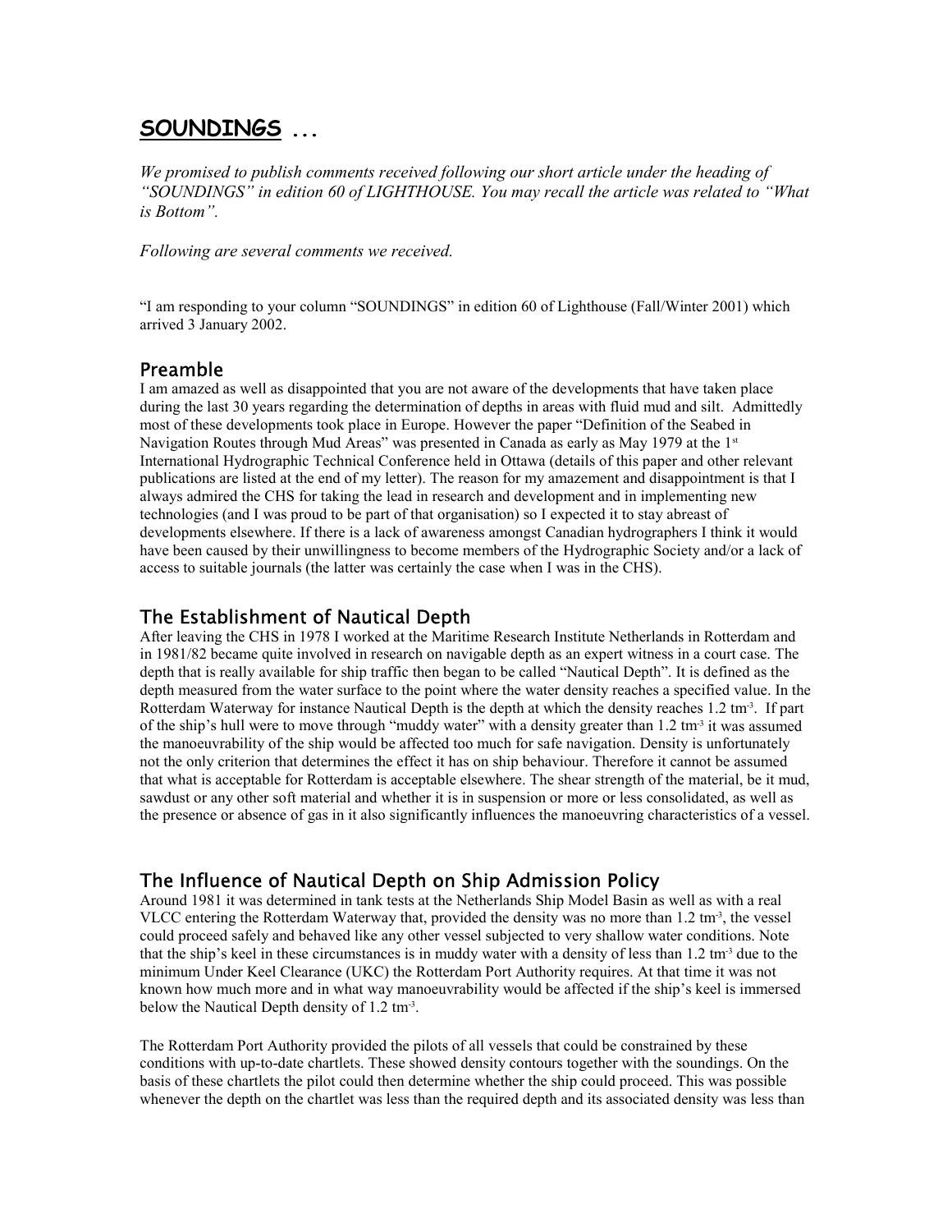# **SOUNDINGS** ...

*We promised to publish comments received following our short article under the heading of "SOUNDINGS" in edition 60 of LIGHTHOUSE. You may recall the article was related to "What is Bottom".*

*Following are several comments we received.*

"I am responding to your column "SOUNDINGS" in edition 60 of Lighthouse (Fall/Winter 2001) which arrived 3 January 2002.

## Preamble

I am amazed as well as disappointed that you are not aware of the developments that have taken place during the last 30 years regarding the determination of depths in areas with fluid mud and silt. Admittedly most of these developments took place in Europe. However the paper "Definition of the Seabed in Navigation Routes through Mud Areas" was presented in Canada as early as May 1979 at the 1st International Hydrographic Technical Conference held in Ottawa (details of this paper and other relevant publications are listed at the end of my letter). The reason for my amazement and disappointment is that I always admired the CHS for taking the lead in research and development and in implementing new technologies (and I was proud to be part of that organisation) so I expected it to stay abreast of developments elsewhere. If there is a lack of awareness amongst Canadian hydrographers I think it would have been caused by their unwillingness to become members of the Hydrographic Society and/or a lack of access to suitable journals (the latter was certainly the case when I was in the CHS).

## The Establishment of Nautical Depth

After leaving the CHS in 1978 I worked at the Maritime Research Institute Netherlands in Rotterdam and in 1981/82 became quite involved in research on navigable depth as an expert witness in a court case. The depth that is really available for ship traffic then began to be called "Nautical Depth". It is defined as the depth measured from the water surface to the point where the water density reaches a specified value. In the Rotterdam Waterway for instance Nautical Depth is the depth at which the density reaches 1.2 $tm^{-3}$. If part of the ship's hull were to move through "muddy water" with a density greater than 1.2 $tm^{-3}$ it was assumed the manoeuvrability of the ship would be affected too much for safe navigation. Density is unfortunately not the only criterion that determines the effect it has on ship behaviour. Therefore it cannot be assumed that what is acceptable for Rotterdam is acceptable elsewhere. The shear strength of the material, be it mud, sawdust or any other soft material and whether it is in suspension or more or less consolidated, as well as the presence or absence of gas in it also significantly influences the manoeuvring characteristics of a vessel.

## The Influence of Nautical Depth on Ship Admission Policy

Around 1981 it was determined in tank tests at the Netherlands Ship Model Basin as well as with a real VLCC entering the Rotterdam Waterway that, provided the density was no more than 1.2 $tm^{-3}$, the vessel could proceed safely and behaved like any other vessel subjected to very shallow water conditions. Note that the ship's keel in these circumstances is in muddy water with a density of less than 1.2 $tm^{-3}$ due to the minimum Under Keel Clearance (UKC) the Rotterdam Port Authority requires. At that time it was not known how much more and in what way manoeuvrability would be affected if the ship's keel is immersed below the Nautical Depth density of 1.2 $tm^{-3}$.

The Rotterdam Port Authority provided the pilots of all vessels that could be constrained by these conditions with up-to-date chartlets. These showed density contours together with the soundings. On the basis of these chartlets the pilot could then determine whether the ship could proceed. This was possible whenever the depth on the chartlet was less than the required depth and its associated density was less than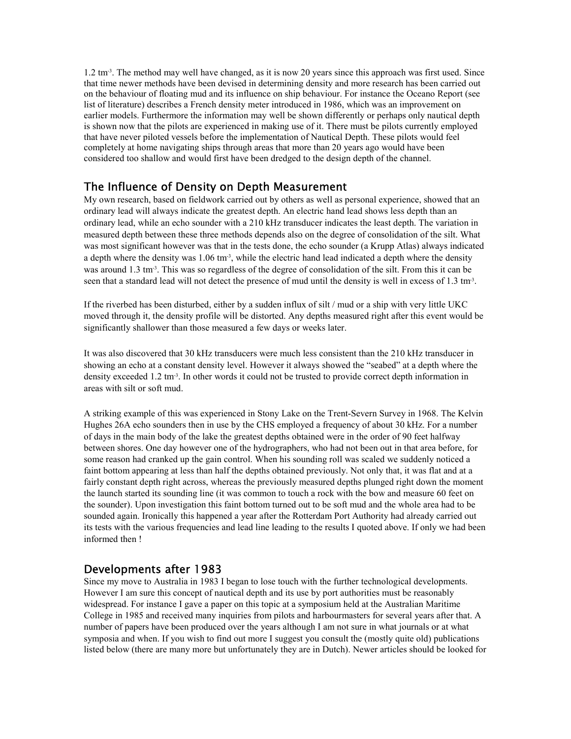1.2 $tm^{-3}$. The method may well have changed, as it is now 20 years since this approach was first used. Since that time newer methods have been devised in determining density and more research has been carried out on the behaviour of floating mud and its influence on ship behaviour. For instance the Oceano Report (see list of literature) describes a French density meter introduced in 1986, which was an improvement on earlier models. Furthermore the information may well be shown differently or perhaps only nautical depth is shown now that the pilots are experienced in making use of it. There must be pilots currently employed that have never piloted vessels before the implementation of Nautical Depth. These pilots would feel completely at home navigating ships through areas that more than 20 years ago would have been considered too shallow and would first have been dredged to the design depth of the channel.

## The Influence of Density on Depth Measurement

My own research, based on fieldwork carried out by others as well as personal experience, showed that an ordinary lead will always indicate the greatest depth. An electric hand lead shows less depth than an ordinary lead, while an echo sounder with a 210 kHz transducer indicates the least depth. The variation in measured depth between these three methods depends also on the degree of consolidation of the silt. What was most significant however was that in the tests done, the echo sounder (a Krupp Atlas) always indicated a depth where the density was 1.06 $tm^{-3}$, while the electric hand lead indicated a depth where the density was around 1.3 $tm^{-3}$. This was so regardless of the degree of consolidation of the silt. From this it can be seen that a standard lead will not detect the presence of mud until the density is well in excess of 1.3 $tm^{-3}$.

If the riverbed has been disturbed, either by a sudden influx of silt / mud or a ship with very little UKC moved through it, the density profile will be distorted. Any depths measured right after this event would be significantly shallower than those measured a few days or weeks later.

It was also discovered that 30 kHz transducers were much less consistent than the 210 kHz transducer in showing an echo at a constant density level. However it always showed the "seabed" at a depth where the density exceeded 1.2 $tm^{-3}$. In other words it could not be trusted to provide correct depth information in areas with silt or soft mud.

A striking example of this was experienced in Stony Lake on the Trent-Severn Survey in 1968. The Kelvin Hughes 26A echo sounders then in use by the CHS employed a frequency of about 30 kHz. For a number of days in the main body of the lake the greatest depths obtained were in the order of 90 feet halfway between shores. One day however one of the hydrographers, who had not been out in that area before, for some reason had cranked up the gain control. When his sounding roll was scaled we suddenly noticed a faint bottom appearing at less than half the depths obtained previously. Not only that, it was flat and at a fairly constant depth right across, whereas the previously measured depths plunged right down the moment the launch started its sounding line (it was common to touch a rock with the bow and measure 60 feet on the sounder). Upon investigation this faint bottom turned out to be soft mud and the whole area had to be sounded again. Ironically this happened a year after the Rotterdam Port Authority had already carried out its tests with the various frequencies and lead line leading to the results I quoted above. If only we had been informed then !

## Developments after 1983

Since my move to Australia in 1983 I began to lose touch with the further technological developments. However I am sure this concept of nautical depth and its use by port authorities must be reasonably widespread. For instance I gave a paper on this topic at a symposium held at the Australian Maritime College in 1985 and received many inquiries from pilots and harbourmasters for several years after that. A number of papers have been produced over the years although I am not sure in what journals or at what symposia and when. If you wish to find out more I suggest you consult the (mostly quite old) publications listed below (there are many more but unfortunately they are in Dutch). Newer articles should be looked for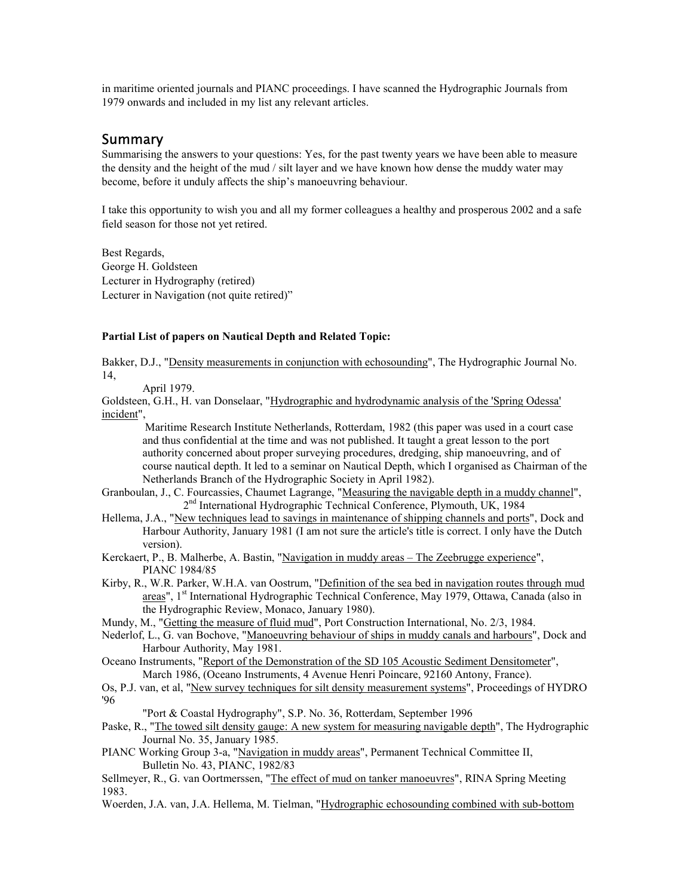in maritime oriented journals and PIANC proceedings. I have scanned the Hydrographic Journals from 1979 onwards and included in my list any relevant articles.

## Summary

Summarising the answers to your questions: Yes, for the past twenty years we have been able to measure the density and the height of the mud / silt layer and we have known how dense the muddy water may become, before it unduly affects the ship's manoeuvring behaviour.

I take this opportunity to wish you and all my former colleagues a healthy and prosperous 2002 and a safe field season for those not yet retired.

Best Regards,
George H. Goldsteen
Lecturer in Hydrography (retired)
Lecturer in Navigation (not quite retired)"

**Partial List of papers on Nautical Depth and Related Topic:**

Bakker, D.J., "Density measurements in conjunction with echosounding", The Hydrographic Journal No. 14, April 1979.

Goldsteen, G.H., H. van Donselaar, "Hydrographic and hydrodynamic analysis of the 'Spring Odessa' incident", Maritime Research Institute Netherlands, Rotterdam, 1982 (this paper was used in a court case and thus confidential at the time and was not published. It taught a great lesson to the port authority concerned about proper surveying procedures, dredging, ship manoeuvring, and of course nautical depth. It led to a seminar on Nautical Depth, which I organised as Chairman of the Netherlands Branch of the Hydrographic Society in April 1982).

Granboulan, J., C. Fourcassies, Chaumet Lagrange, "Measuring the navigable depth in a muddy channel", 2nd International Hydrographic Technical Conference, Plymouth, UK, 1984

Hellema, J.A., "New techniques lead to savings in maintenance of shipping channels and ports", Dock and Harbour Authority, January 1981 (I am not sure the article's title is correct. I only have the Dutch version).

Kerckaert, P., B. Malherbe, A. Bastin, "Navigation in muddy areas – The Zeebrugge experience", PIANC 1984/85

Kirby, R., W.R. Parker, W.H.A. van Oostrum, "Definition of the sea bed in navigation routes through mud areas", 1st International Hydrographic Technical Conference, May 1979, Ottawa, Canada (also in the Hydrographic Review, Monaco, January 1980).

Mundy, M., "Getting the measure of fluid mud", Port Construction International, No. 2/3, 1984.

Nederlof, L., G. van Bochove, "Manoeuvring behaviour of ships in muddy canals and harbours", Dock and Harbour Authority, May 1981.

Oceano Instruments, "Report of the Demonstration of the SD 105 Acoustic Sediment Densitometer", March 1986, (Oceano Instruments, 4 Avenue Henri Poincare, 92160 Antony, France).

Os, P.J. van, et al, "New survey techniques for silt density measurement systems", Proceedings of HYDRO '96 "Port & Coastal Hydrography", S.P. No. 36, Rotterdam, September 1996

Paske, R., "The towed silt density gauge: A new system for measuring navigable depth", The Hydrographic Journal No. 35, January 1985.

PIANC Working Group 3-a, "Navigation in muddy areas", Permanent Technical Committee II, Bulletin No. 43, PIANC, 1982/83

Sellmeyer, R., G. van Oortmerssen, "The effect of mud on tanker manoeuvres", RINA Spring Meeting 1983.

Woerden, J.A. van, J.A. Hellema, M. Tielman, "Hydrographic echosounding combined with sub-bottom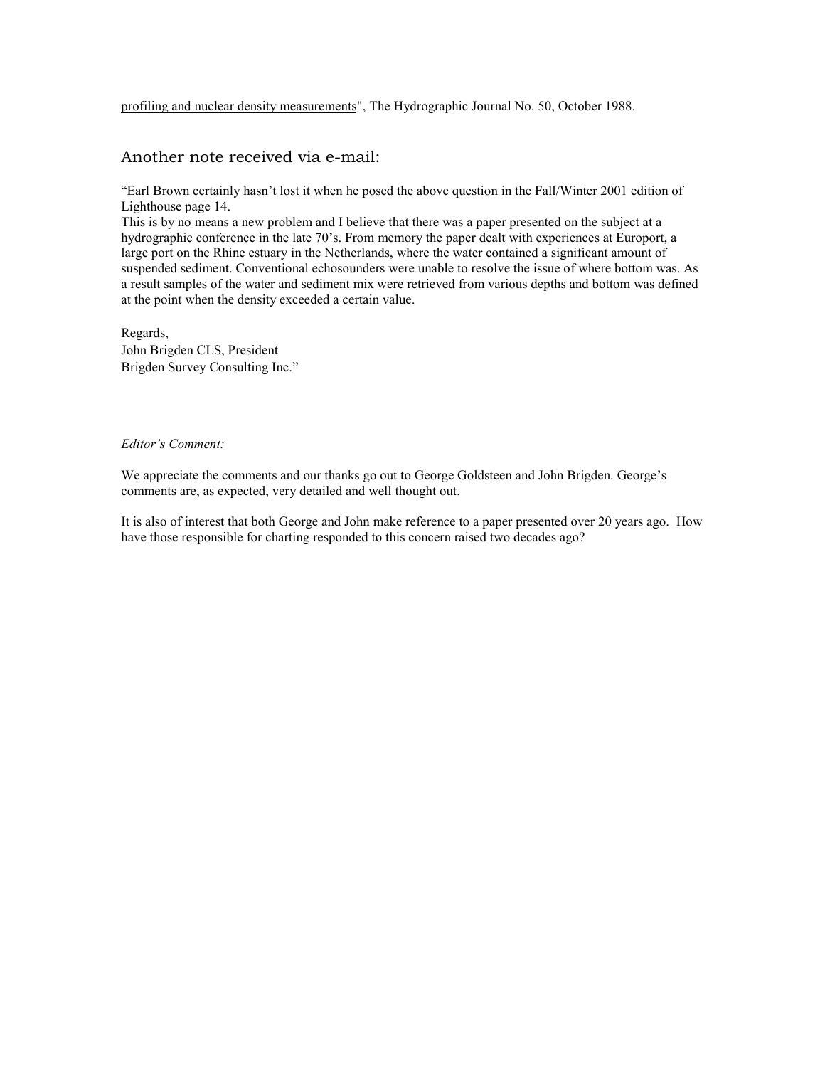profiling and nuclear density measurements", The Hydrographic Journal No. 50, October 1988.

## Another note received via e-mail:

"Earl Brown certainly hasn't lost it when he posed the above question in the Fall/Winter 2001 edition of Lighthouse page 14.
This is by no means a new problem and I believe that there was a paper presented on the subject at a hydrographic conference in the late 70's. From memory the paper dealt with experiences at Europort, a large port on the Rhine estuary in the Netherlands, where the water contained a significant amount of suspended sediment. Conventional echosounders were unable to resolve the issue of where bottom was. As a result samples of the water and sediment mix were retrieved from various depths and bottom was defined at the point when the density exceeded a certain value.

Regards,
John Brigden CLS, President
Brigden Survey Consulting Inc."

*Editor's Comment:*

We appreciate the comments and our thanks go out to George Goldsteen and John Brigden. George's comments are, as expected, very detailed and well thought out.

It is also of interest that both George and John make reference to a paper presented over 20 years ago. How have those responsible for charting responded to this concern raised two decades ago?